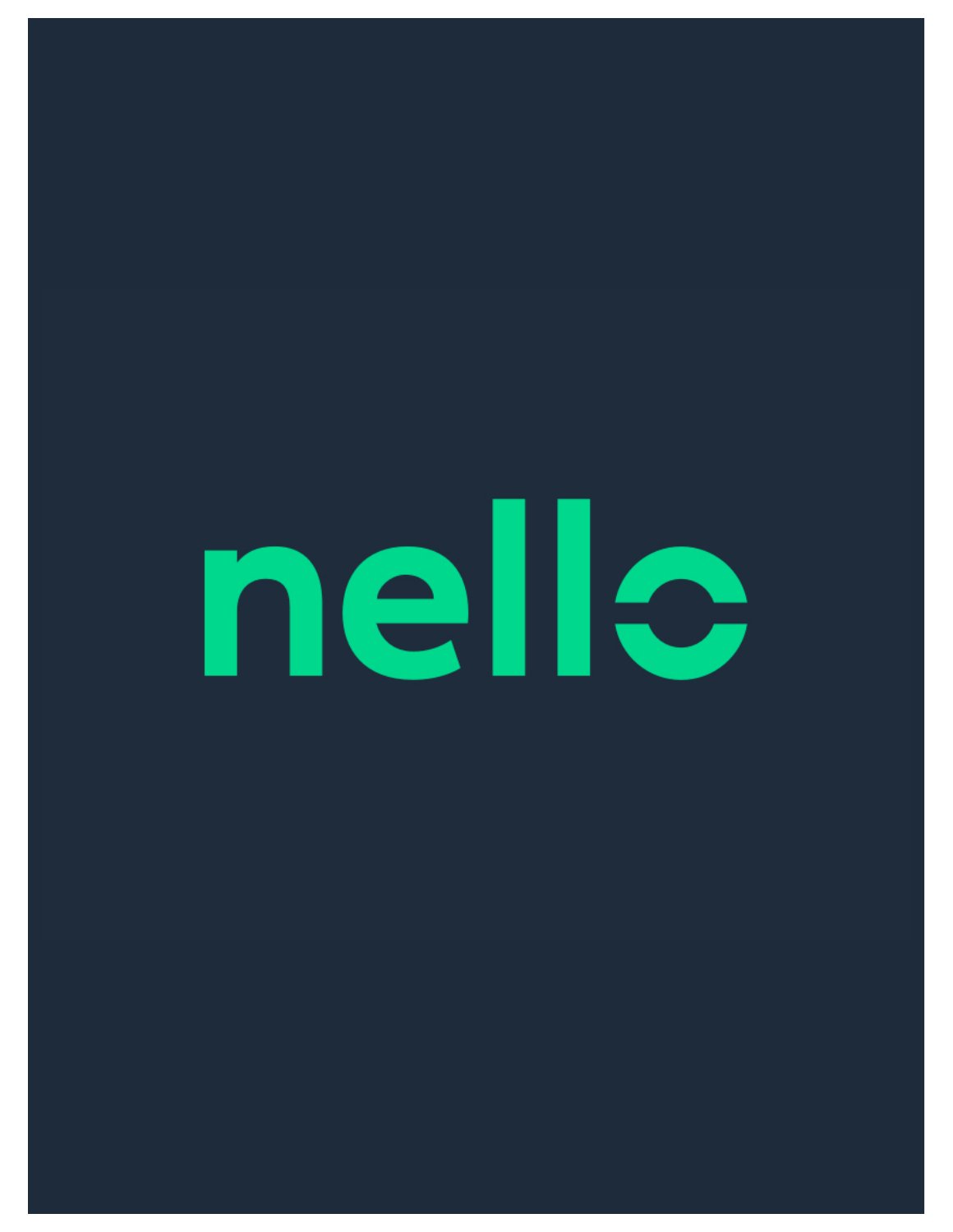# nello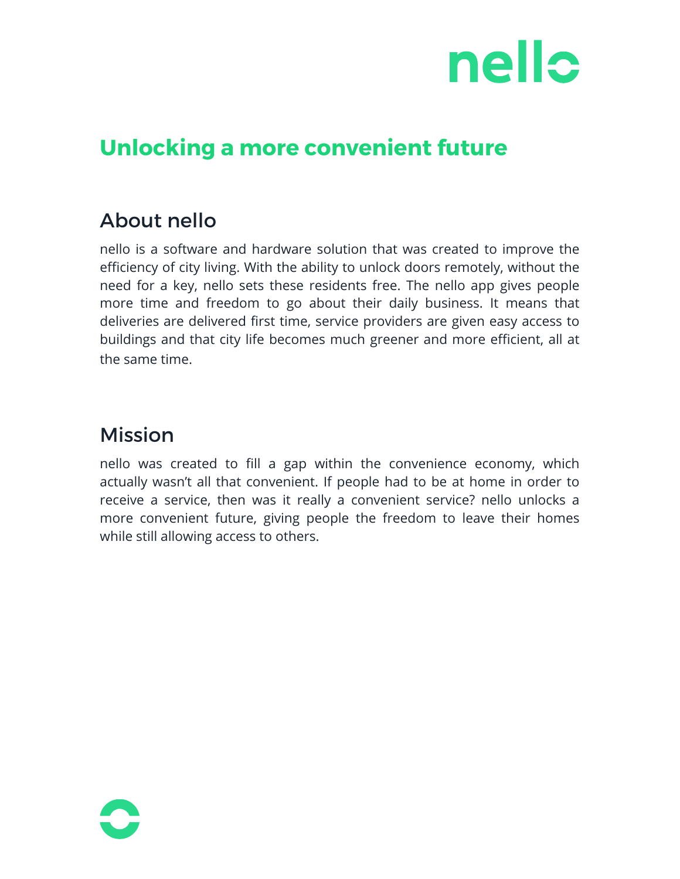# Unlocking a more convenient future

## About nello

nello is a software and hardware solution that was created to improve the efficiency of city living. With the ability to unlock doors remotely, without the need for a key, nello sets these residents free. The nello app gives people more time and freedom to go about their daily business. It means that deliveries are delivered first time, service providers are given easy access to buildings and that city life becomes much greener and more efficient, all at the same time.

## Mission

nello was created to fill a gap within the convenience economy, which actually wasn't all that convenient. If people had to be at home in order to receive a service, then was it really a convenient service? nello unlocks a more convenient future, giving people the freedom to leave their homes while still allowing access to others.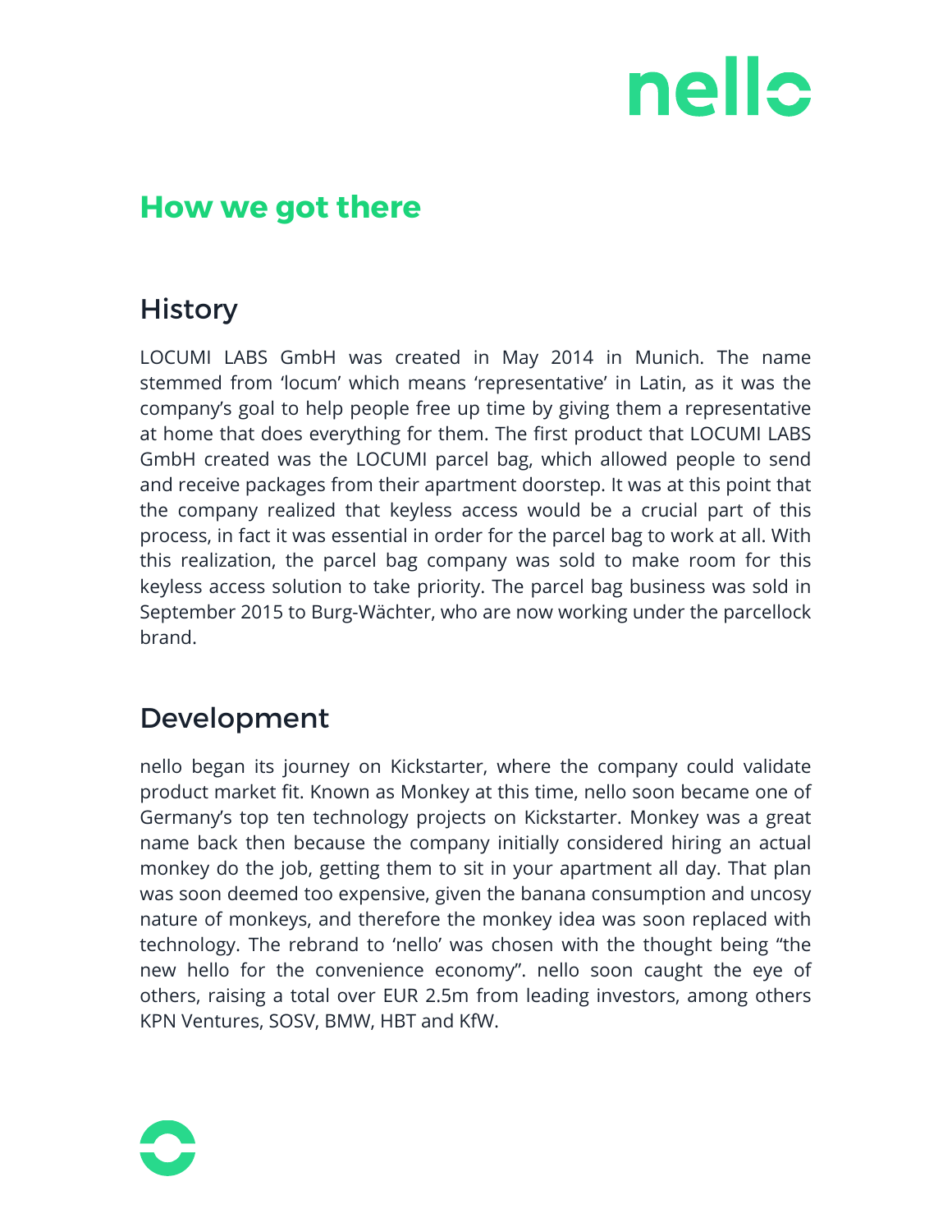## How we got there

### History

LOCUMI LABS GmbH was created in May 2014 in Munich. The name stemmed from 'locum' which means 'representative' in Latin, as it was the company's goal to help people free up time by giving them a representative at home that does everything for them. The first product that LOCUMI LABS GmbH created was the LOCUMI parcel bag, which allowed people to send and receive packages from their apartment doorstep. It was at this point that the company realized that keyless access would be a crucial part of this process, in fact it was essential in order for the parcel bag to work at all. With this realization, the parcel bag company was sold to make room for this keyless access solution to take priority. The parcel bag business was sold in September 2015 to Burg-Wächter, who are now working under the parcellock brand.

### Development

nello began its journey on Kickstarter, where the company could validate product market fit. Known as Monkey at this time, nello soon became one of Germany's top ten technology projects on Kickstarter. Monkey was a great name back then because the company initially considered hiring an actual monkey do the job, getting them to sit in your apartment all day. That plan was soon deemed too expensive, given the banana consumption and uncosy nature of monkeys, and therefore the monkey idea was soon replaced with technology. The rebrand to 'nello' was chosen with the thought being "the new hello for the convenience economy". nello soon caught the eye of others, raising a total over EUR 2.5m from leading investors, among others KPN Ventures, SOSV, BMW, HBT and KfW.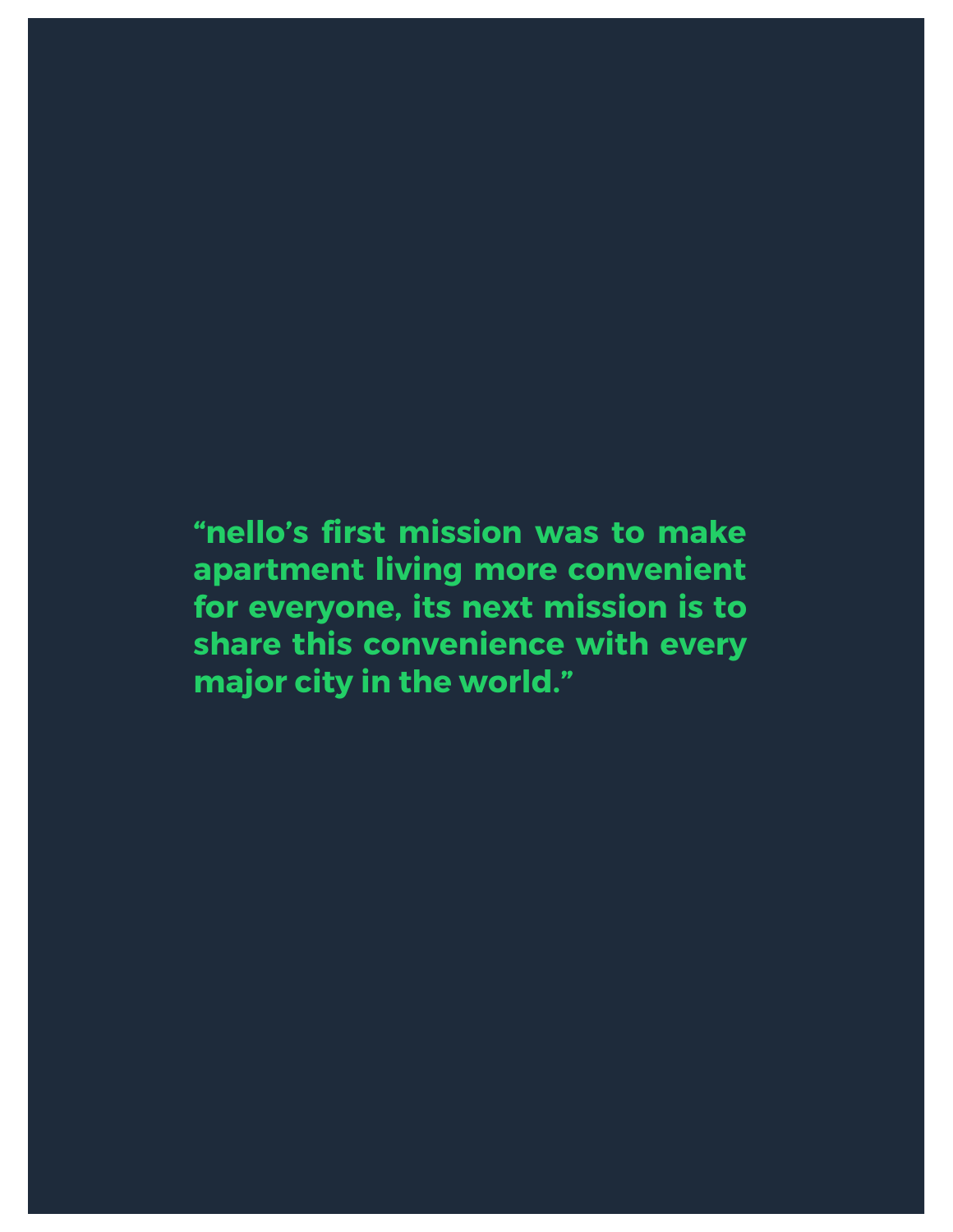**“nello’s first mission was to make apartment living more convenient for everyone, its next mission is to share this convenience with every major city in the world.”**